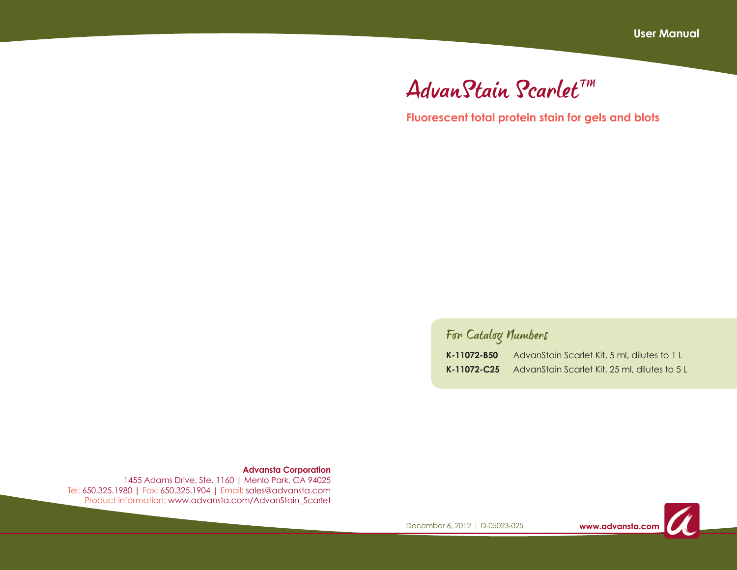User Manual

# AdvanStain Scarlet™

**Fluorescent total protein stain for gels and blots**

## For Catalog Numbers

| | |
|---|---|
| **K-11072-B50** | AdvanStain Scarlet Kit, 5 ml, dilutes to 1 L |
| **K-11072-C25** | AdvanStain Scarlet Kit, 25 ml, dilutes to 5 L |

**Advansta Corporation**
1455 Adams Drive, Ste. 1160 | Menlo Park, CA 94025
Tel: 650.325.1980 | Fax: 650.325.1904 | Email: sales@advansta.com
Product information: www.advansta.com/AdvanStain_Scarlet

December 6, 2012 | D-05023-025

**www.advansta.com**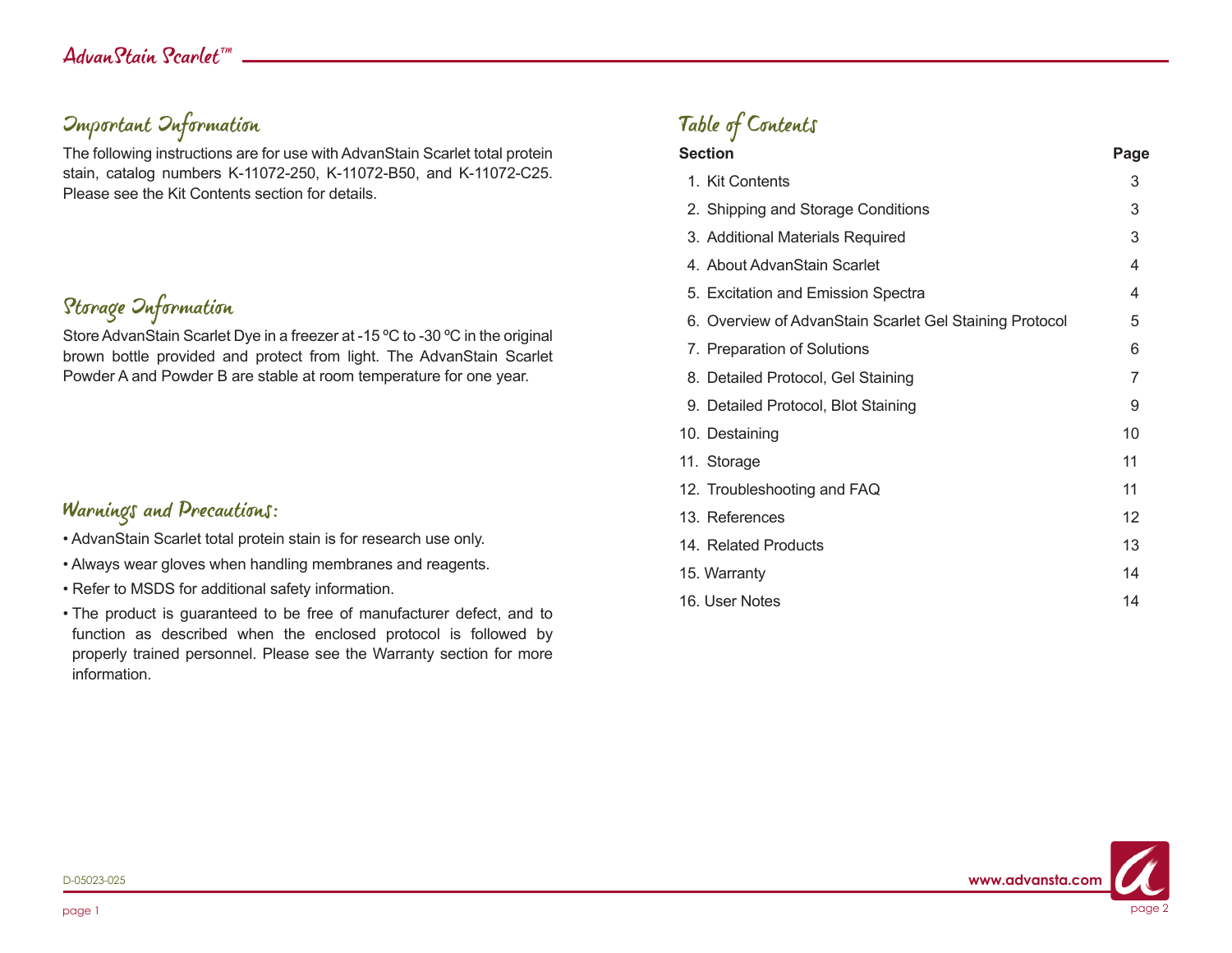## Important Information

The following instructions are for use with AdvanStain Scarlet total protein stain, catalog numbers K-11072-250, K-11072-B50, and K-11072-C25. Please see the Kit Contents section for details.

## Storage Information

Store AdvanStain Scarlet Dye in a freezer at -15 ºC to -30 ºC in the original brown bottle provided and protect from light. The AdvanStain Scarlet Powder A and Powder B are stable at room temperature for one year.

## Warnings and Precautions:

- AdvanStain Scarlet total protein stain is for research use only.
- Always wear gloves when handling membranes and reagents.
- Refer to MSDS for additional safety information.
- The product is guaranteed to be free of manufacturer defect, and to function as described when the enclosed protocol is followed by properly trained personnel. Please see the Warranty section for more information.

## Table of Contents

| Section | Page |
| --- | --- |
| 1. Kit Contents | 3 |
| 2. Shipping and Storage Conditions | 3 |
| 3. Additional Materials Required | 3 |
| 4. About AdvanStain Scarlet | 4 |
| 5. Excitation and Emission Spectra | 4 |
| 6. Overview of AdvanStain Scarlet Gel Staining Protocol | 5 |
| 7. Preparation of Solutions | 6 |
| 8. Detailed Protocol, Gel Staining | 7 |
| 9. Detailed Protocol, Blot Staining | 9 |
| 10. Destaining | 10 |
| 11. Storage | 11 |
| 12. Troubleshooting and FAQ | 11 |
| 13. References | 12 |
| 14. Related Products | 13 |
| 15. Warranty | 14 |
| 16. User Notes | 14 |

D-05023-025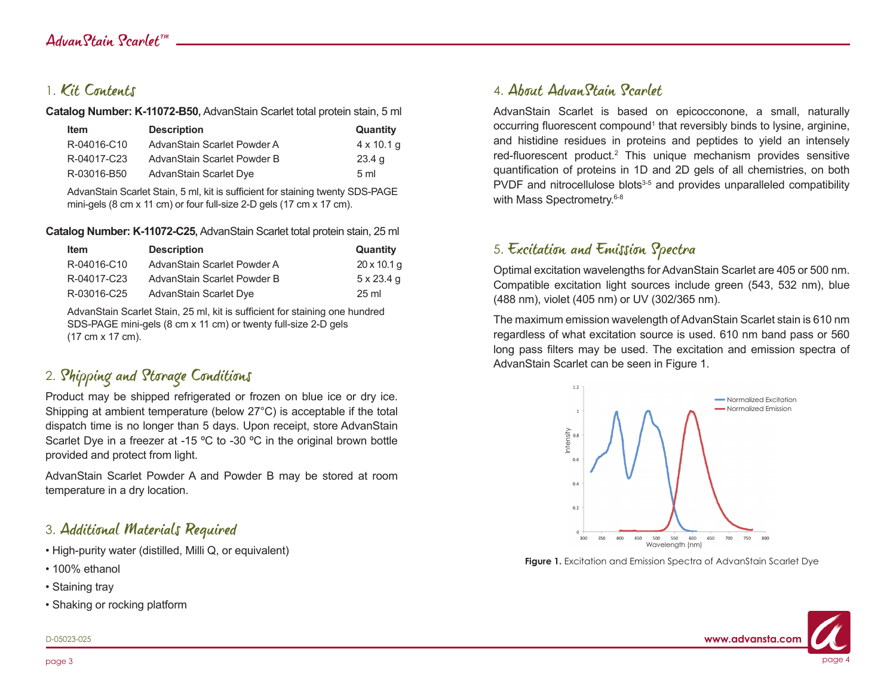## 1. Kit Contents

**Catalog Number: K-11072-B50,** AdvanStain Scarlet total protein stain, 5 ml

| Item | Description | Quantity |
|---|---|---|
| R-04016-C10 | AdvanStain Scarlet Powder A | 4 x 10.1 g |
| R-04017-C23 | AdvanStain Scarlet Powder B | 23.4 g |
| R-03016-B50 | AdvanStain Scarlet Dye | 5 ml |

AdvanStain Scarlet Stain, 5 ml, kit is sufficient for staining twenty SDS-PAGE mini-gels (8 cm x 11 cm) or four full-size 2-D gels (17 cm x 17 cm).

**Catalog Number: K-11072-C25,** AdvanStain Scarlet total protein stain, 25 ml

| Item | Description | Quantity |
|---|---|---|
| R-04016-C10 | AdvanStain Scarlet Powder A | 20 x 10.1 g |
| R-04017-C23 | AdvanStain Scarlet Powder B | 5 x 23.4 g |
| R-03016-C25 | AdvanStain Scarlet Dye | 25 ml |

AdvanStain Scarlet Stain, 25 ml, kit is sufficient for staining one hundred SDS-PAGE mini-gels (8 cm x 11 cm) or twenty full-size 2-D gels (17 cm x 17 cm).

## 2. Shipping and Storage Conditions

Product may be shipped refrigerated or frozen on blue ice or dry ice. Shipping at ambient temperature (below 27°C) is acceptable if the total dispatch time is no longer than 5 days. Upon receipt, store AdvanStain Scarlet Dye in a freezer at -15 ºC to -30 ºC in the original brown bottle provided and protect from light.

AdvanStain Scarlet Powder A and Powder B may be stored at room temperature in a dry location.

## 3. Additional Materials Required

- High-purity water (distilled, Milli Q, or equivalent)
- 100% ethanol
- Staining tray
- Shaking or rocking platform

## 4. About AdvanStain Scarlet

AdvanStain Scarlet is based on epicocconone, a small, naturally occurring fluorescent compound[1] that reversibly binds to lysine, arginine, and histidine residues in proteins and peptides to yield an intensely red-fluorescent product.[2] This unique mechanism provides sensitive quantification of proteins in 1D and 2D gels of all chemistries, on both PVDF and nitrocellulose blots[3-5] and provides unparalleled compatibility with Mass Spectrometry.[6-8]

## 5. Excitation and Emission Spectra

Optimal excitation wavelengths for AdvanStain Scarlet are 405 or 500 nm. Compatible excitation light sources include green (543, 532 nm), blue (488 nm), violet (405 nm) or UV (302/365 nm).

The maximum emission wavelength of AdvanStain Scarlet stain is 610 nm regardless of what excitation source is used. 610 nm band pass or 560 long pass filters may be used. The excitation and emission spectra of AdvanStain Scarlet can be seen in Figure 1.

**Figure 1.** Excitation and Emission Spectra of AdvanStain Scarlet Dye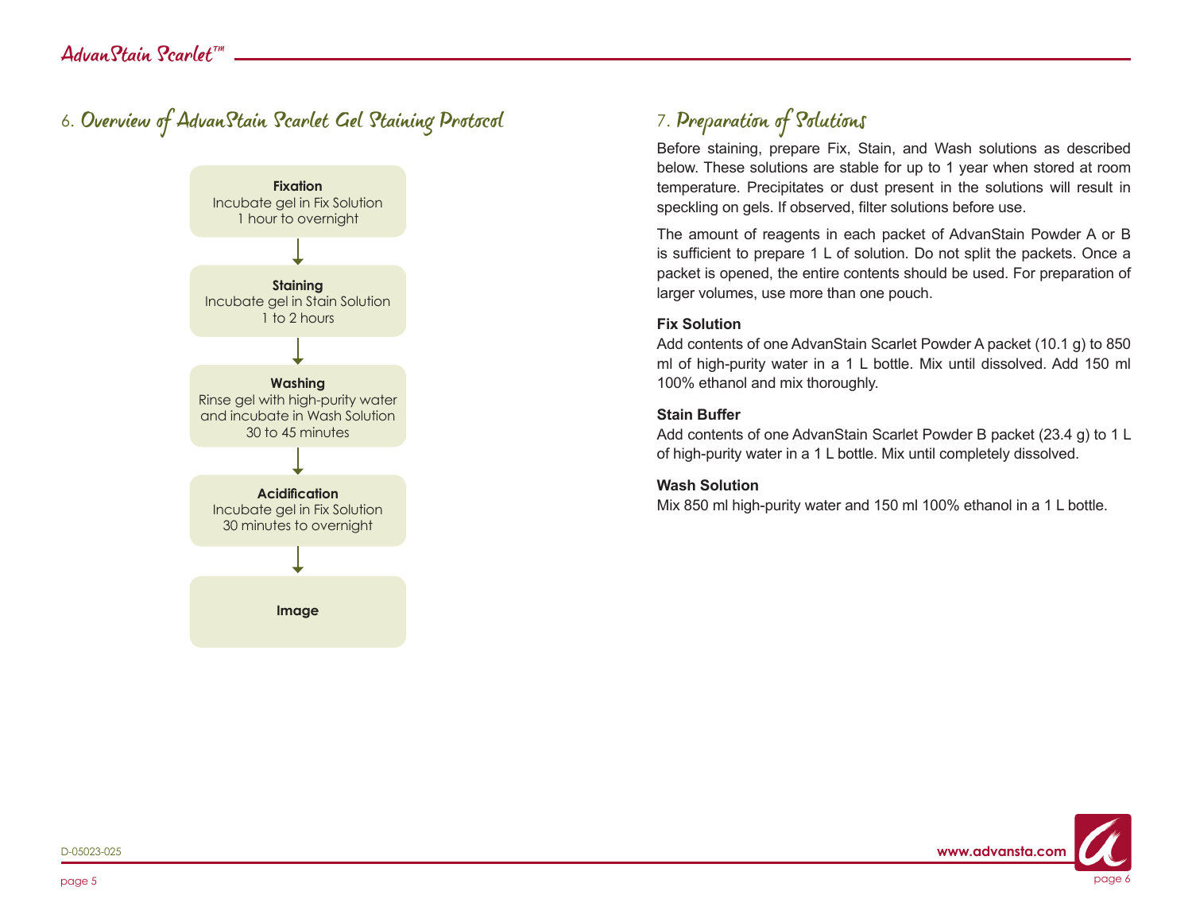## 6. Overview of AdvanStain Scarlet Gel Staining Protocol

**Fixation**
Incubate gel in Fix Solution
1 hour to overnight

↓

**Staining**
Incubate gel in Stain Solution
1 to 2 hours

↓

**Washing**
Rinse gel with high-purity water and incubate in Wash Solution
30 to 45 minutes

↓

**Acidification**
Incubate gel in Fix Solution
30 minutes to overnight

↓

**Image**

## 7. Preparation of Solutions

Before staining, prepare Fix, Stain, and Wash solutions as described below. These solutions are stable for up to 1 year when stored at room temperature. Precipitates or dust present in the solutions will result in speckling on gels. If observed, filter solutions before use.

The amount of reagents in each packet of AdvanStain Powder A or B is sufficient to prepare 1 L of solution. Do not split the packets. Once a packet is opened, the entire contents should be used. For preparation of larger volumes, use more than one pouch.

**Fix Solution**
Add contents of one AdvanStain Scarlet Powder A packet (10.1 g) to 850 ml of high-purity water in a 1 L bottle. Mix until dissolved. Add 150 ml 100% ethanol and mix thoroughly.

**Stain Buffer**
Add contents of one AdvanStain Scarlet Powder B packet (23.4 g) to 1 L of high-purity water in a 1 L bottle. Mix until completely dissolved.

**Wash Solution**
Mix 850 ml high-purity water and 150 ml 100% ethanol in a 1 L bottle.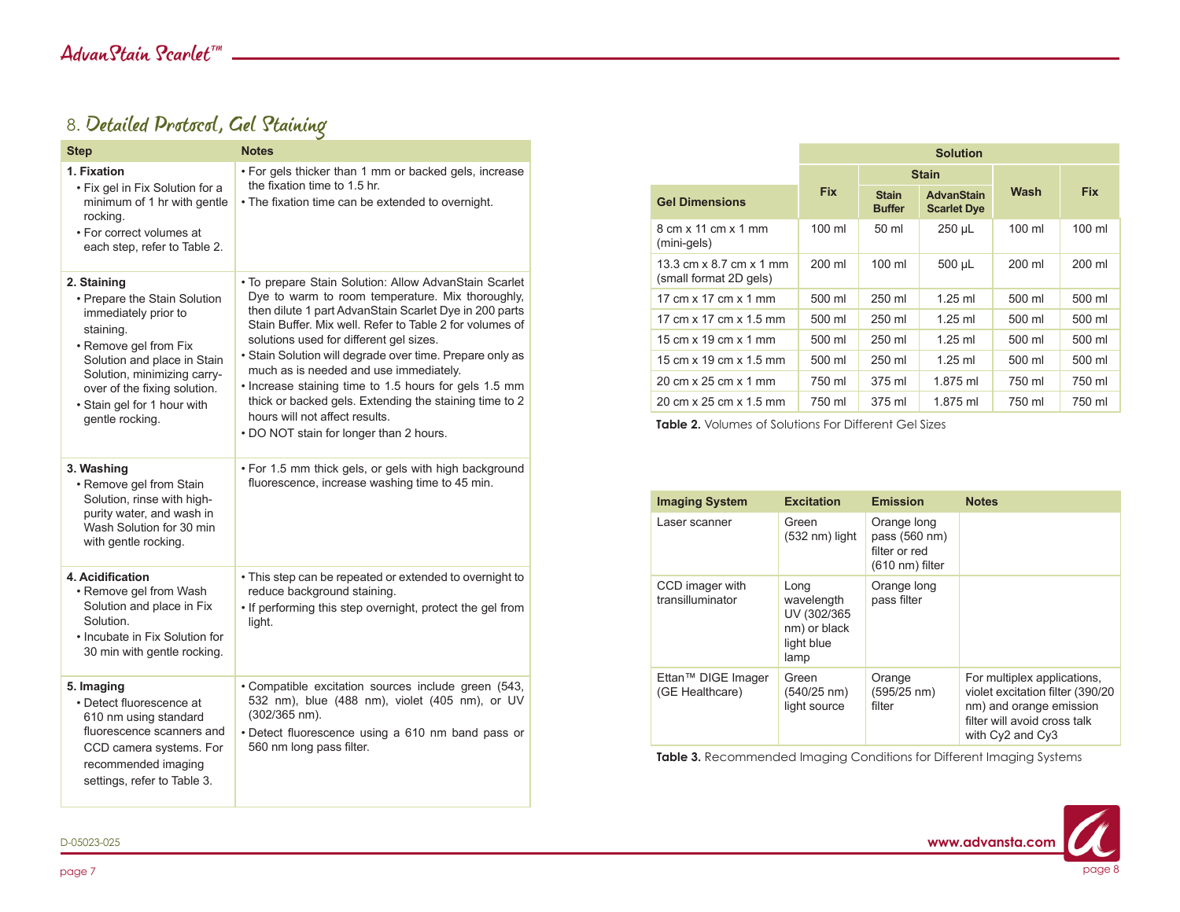## 8. Detailed Protocol, Gel Staining

| Step | Notes |
|---|---|
| **1. Fixation**<br>• Fix gel in Fix Solution for a minimum of 1 hr with gentle rocking.<br>• For correct volumes at each step, refer to Table 2. | • For gels thicker than 1 mm or backed gels, increase the fixation time to 1.5 hr.<br>• The fixation time can be extended to overnight. |
| **2. Staining**<br>• Prepare the Stain Solution immediately prior to staining.<br>• Remove gel from Fix Solution and place in Stain Solution, minimizing carry-over of the fixing solution.<br>• Stain gel for 1 hour with gentle rocking. | • To prepare Stain Solution: Allow AdvanStain Scarlet Dye to warm to room temperature. Mix thoroughly, then dilute 1 part AdvanStain Scarlet Dye in 200 parts Stain Buffer. Mix well. Refer to Table 2 for volumes of solutions used for different gel sizes.<br>• Stain Solution will degrade over time. Prepare only as much as is needed and use immediately.<br>• Increase staining time to 1.5 hours for gels 1.5 mm thick or backed gels. Extending the staining time to 2 hours will not affect results.<br>• DO NOT stain for longer than 2 hours. |
| **3. Washing**<br>• Remove gel from Stain Solution, rinse with high-purity water, and wash in Wash Solution for 30 min with gentle rocking. | • For 1.5 mm thick gels, or gels with high background fluorescence, increase washing time to 45 min. |
| **4. Acidification**<br>• Remove gel from Wash Solution and place in Fix Solution.<br>• Incubate in Fix Solution for 30 min with gentle rocking. | • This step can be repeated or extended to overnight to reduce background staining.<br>• If performing this step overnight, protect the gel from light. |
| **5. Imaging**<br>• Detect fluorescence at 610 nm using standard fluorescence scanners and CCD camera systems. For recommended imaging settings, refer to Table 3. | • Compatible excitation sources include green (543, 532 nm), blue (488 nm), violet (405 nm), or UV (302/365 nm).<br>• Detect fluorescence using a 610 nm band pass or 560 nm long pass filter. |

| | Solution | | | | |
|---|---|---|---|---|---|
| | | Stain | | | |
| **Gel Dimensions** | **Fix** | **Stain Buffer** | **AdvanStain Scarlet Dye** | **Wash** | **Fix** |
| 8 cm x 11 cm x 1 mm (mini-gels) | 100 ml | 50 ml | 250 µL | 100 ml | 100 ml |
| 13.3 cm x 8.7 cm x 1 mm (small format 2D gels) | 200 ml | 100 ml | 500 µL | 200 ml | 200 ml |
| 17 cm x 17 cm x 1 mm | 500 ml | 250 ml | 1.25 ml | 500 ml | 500 ml |
| 17 cm x 17 cm x 1.5 mm | 500 ml | 250 ml | 1.25 ml | 500 ml | 500 ml |
| 15 cm x 19 cm x 1 mm | 500 ml | 250 ml | 1.25 ml | 500 ml | 500 ml |
| 15 cm x 19 cm x 1.5 mm | 500 ml | 250 ml | 1.25 ml | 500 ml | 500 ml |
| 20 cm x 25 cm x 1 mm | 750 ml | 375 ml | 1.875 ml | 750 ml | 750 ml |
| 20 cm x 25 cm x 1.5 mm | 750 ml | 375 ml | 1.875 ml | 750 ml | 750 ml |

**Table 2.** Volumes of Solutions For Different Gel Sizes

| Imaging System | Excitation | Emission | Notes |
|---|---|---|---|
| Laser scanner | Green (532 nm) light | Orange long pass (560 nm) filter or red (610 nm) filter | |
| CCD imager with transilluminator | Long wavelength UV (302/365 nm) or black light blue lamp | Orange long pass filter | |
| Ettan™ DIGE Imager (GE Healthcare) | Green (540/25 nm) light source | Orange (595/25 nm) filter | For multiplex applications, violet excitation filter (390/20 nm) and orange emission filter will avoid cross talk with Cy2 and Cy3 |

**Table 3.** Recommended Imaging Conditions for Different Imaging Systems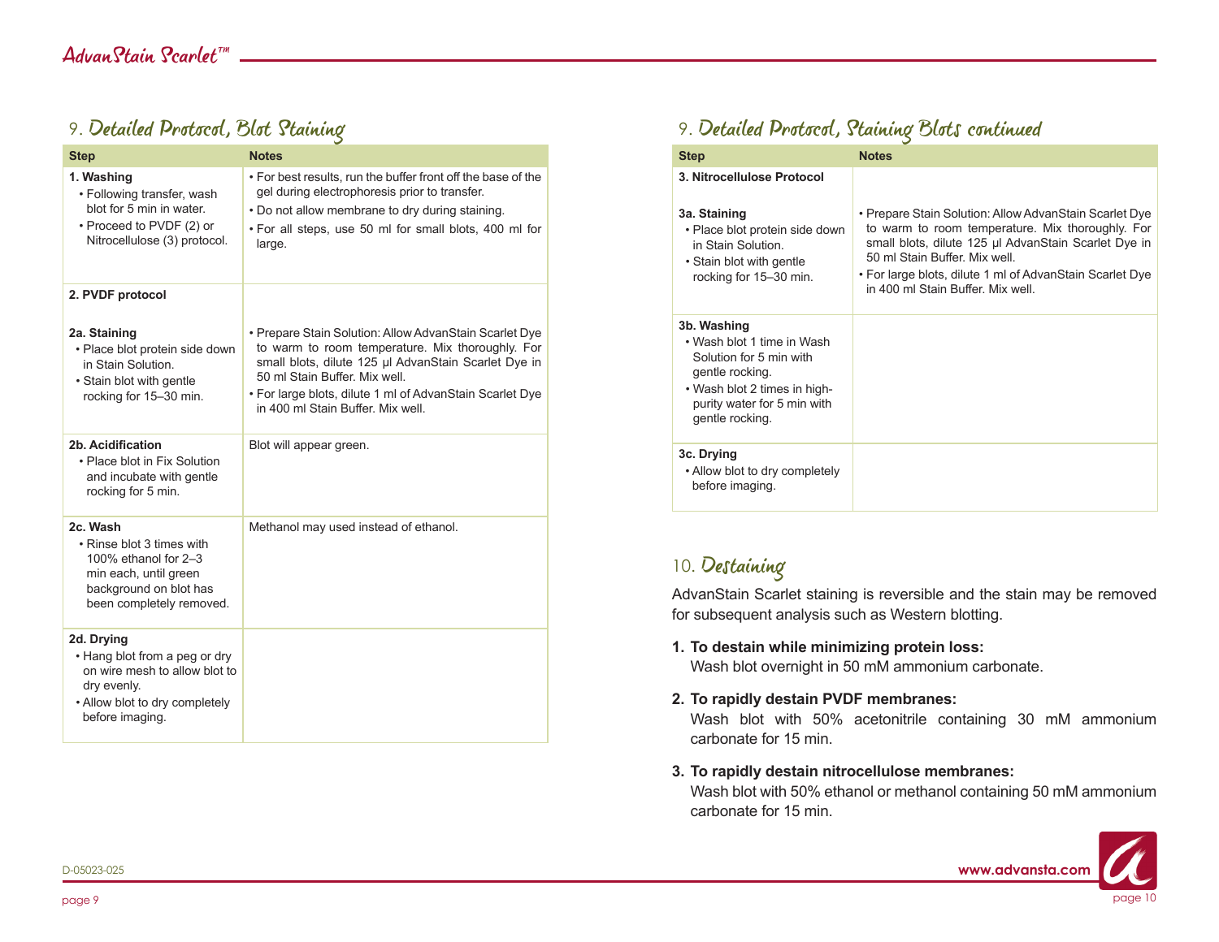## 9. Detailed Protocol, Blot Staining

| Step | Notes |
|---|---|
| **1. Washing**<br>• Following transfer, wash blot for 5 min in water.<br>• Proceed to PVDF (2) or Nitrocellulose (3) protocol. | • For best results, run the buffer front off the base of the gel during electrophoresis prior to transfer.<br>• Do not allow membrane to dry during staining.<br>• For all steps, use 50 ml for small blots, 400 ml for large. |
| **2. PVDF protocol** | |
| **2a. Staining**<br>• Place blot protein side down in Stain Solution.<br>• Stain blot with gentle rocking for 15–30 min. | • Prepare Stain Solution: Allow AdvanStain Scarlet Dye to warm to room temperature. Mix thoroughly. For small blots, dilute 125 µl AdvanStain Scarlet Dye in 50 ml Stain Buffer. Mix well.<br>• For large blots, dilute 1 ml of AdvanStain Scarlet Dye in 400 ml Stain Buffer. Mix well. |
| **2b. Acidification**<br>• Place blot in Fix Solution and incubate with gentle rocking for 5 min. | Blot will appear green. |
| **2c. Wash**<br>• Rinse blot 3 times with 100% ethanol for 2–3 min each, until green background on blot has been completely removed. | Methanol may used instead of ethanol. |
| **2d. Drying**<br>• Hang blot from a peg or dry on wire mesh to allow blot to dry evenly.<br>• Allow blot to dry completely before imaging. | |

## 9. Detailed Protocol, Staining Blots continued

| Step | Notes |
|---|---|
| **3. Nitrocellulose Protocol** | |
| **3a. Staining**<br>• Place blot protein side down in Stain Solution.<br>• Stain blot with gentle rocking for 15–30 min. | • Prepare Stain Solution: Allow AdvanStain Scarlet Dye to warm to room temperature. Mix thoroughly. For small blots, dilute 125 µl AdvanStain Scarlet Dye in 50 ml Stain Buffer. Mix well.<br>• For large blots, dilute 1 ml of AdvanStain Scarlet Dye in 400 ml Stain Buffer. Mix well. |
| **3b. Washing**<br>• Wash blot 1 time in Wash Solution for 5 min with gentle rocking.<br>• Wash blot 2 times in high-purity water for 5 min with gentle rocking. | |
| **3c. Drying**<br>• Allow blot to dry completely before imaging. | |

## 10. Destaining

AdvanStain Scarlet staining is reversible and the stain may be removed for subsequent analysis such as Western blotting.

1. **To destain while minimizing protein loss:**
   Wash blot overnight in 50 mM ammonium carbonate.
2. **To rapidly destain PVDF membranes:**
   Wash blot with 50% acetonitrile containing 30 mM ammonium carbonate for 15 min.
3. **To rapidly destain nitrocellulose membranes:**
   Wash blot with 50% ethanol or methanol containing 50 mM ammonium carbonate for 15 min.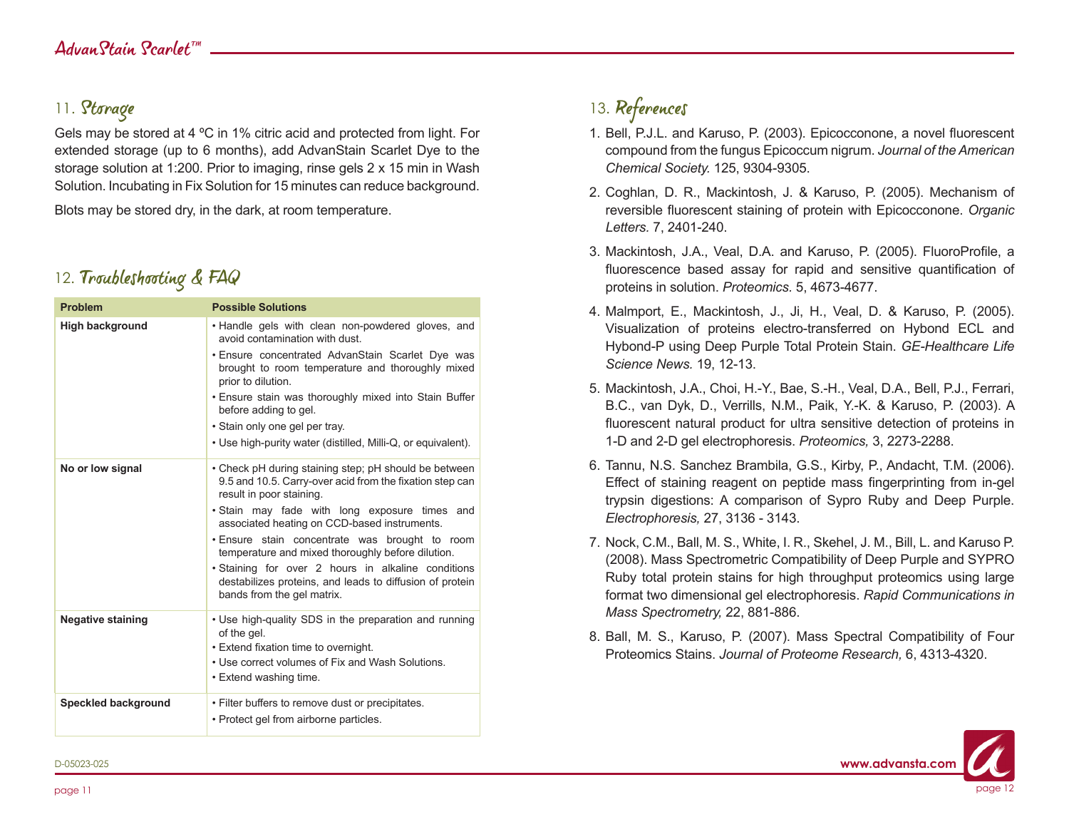## 11. Storage

Gels may be stored at 4 ºC in 1% citric acid and protected from light. For extended storage (up to 6 months), add AdvanStain Scarlet Dye to the storage solution at 1:200. Prior to imaging, rinse gels 2 x 15 min in Wash Solution. Incubating in Fix Solution for 15 minutes can reduce background.

Blots may be stored dry, in the dark, at room temperature.

## 12. Troubleshooting & FAQ

| Problem | Possible Solutions |
| --- | --- |
| **High background** | • Handle gels with clean non-powdered gloves, and avoid contamination with dust.<br>• Ensure concentrated AdvanStain Scarlet Dye was brought to room temperature and thoroughly mixed prior to dilution.<br>• Ensure stain was thoroughly mixed into Stain Buffer before adding to gel.<br>• Stain only one gel per tray.<br>• Use high-purity water (distilled, Milli-Q, or equivalent). |
| **No or low signal** | • Check pH during staining step; pH should be between 9.5 and 10.5. Carry-over acid from the fixation step can result in poor staining.<br>• Stain may fade with long exposure times and associated heating on CCD-based instruments.<br>• Ensure stain concentrate was brought to room temperature and mixed thoroughly before dilution.<br>• Staining for over 2 hours in alkaline conditions destabilizes proteins, and leads to diffusion of protein bands from the gel matrix. |
| **Negative staining** | • Use high-quality SDS in the preparation and running of the gel.<br>• Extend fixation time to overnight.<br>• Use correct volumes of Fix and Wash Solutions.<br>• Extend washing time. |
| **Speckled background** | • Filter buffers to remove dust or precipitates.<br>• Protect gel from airborne particles. |

## 13. References

1. Bell, P.J.L. and Karuso, P. (2003). Epicocconone, a novel fluorescent compound from the fungus Epicoccum nigrum. *Journal of the American Chemical Society.* 125, 9304-9305.
2. Coghlan, D. R., Mackintosh, J. & Karuso, P. (2005). Mechanism of reversible fluorescent staining of protein with Epicocconone. *Organic Letters.* 7, 2401-240.
3. Mackintosh, J.A., Veal, D.A. and Karuso, P. (2005). FluoroProfile, a fluorescence based assay for rapid and sensitive quantification of proteins in solution. *Proteomics.* 5, 4673-4677.
4. Malmport, E., Mackintosh, J., Ji, H., Veal, D. & Karuso, P. (2005). Visualization of proteins electro-transferred on Hybond ECL and Hybond-P using Deep Purple Total Protein Stain. *GE-Healthcare Life Science News.* 19, 12-13.
5. Mackintosh, J.A., Choi, H.-Y., Bae, S.-H., Veal, D.A., Bell, P.J., Ferrari, B.C., van Dyk, D., Verrills, N.M., Paik, Y.-K. & Karuso, P. (2003). A fluorescent natural product for ultra sensitive detection of proteins in 1-D and 2-D gel electrophoresis. *Proteomics,* 3, 2273-2288.
6. Tannu, N.S. Sanchez Brambila, G.S., Kirby, P., Andacht, T.M. (2006). Effect of staining reagent on peptide mass fingerprinting from in-gel trypsin digestions: A comparison of Sypro Ruby and Deep Purple. *Electrophoresis,* 27, 3136 - 3143.
7. Nock, C.M., Ball, M. S., White, I. R., Skehel, J. M., Bill, L. and Karuso P. (2008). Mass Spectrometric Compatibility of Deep Purple and SYPRO Ruby total protein stains for high throughput proteomics using large format two dimensional gel electrophoresis. *Rapid Communications in Mass Spectrometry,* 22, 881-886.
8. Ball, M. S., Karuso, P. (2007). Mass Spectral Compatibility of Four Proteomics Stains. *Journal of Proteome Research,* 6, 4313-4320.

D-05023-025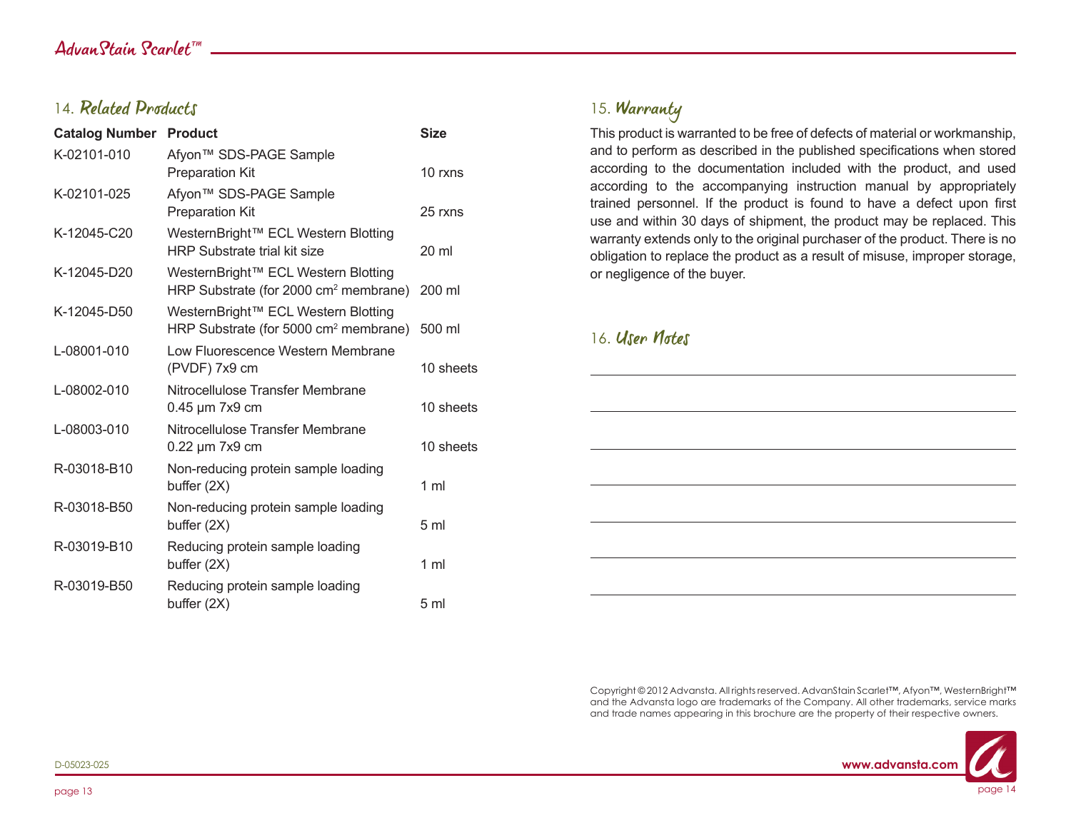## 14. Related Products

| Catalog Number | Product | Size |
|---|---|---|
| K-02101-010 | Afyon™ SDS-PAGE Sample Preparation Kit | 10 rxns |
| K-02101-025 | Afyon™ SDS-PAGE Sample Preparation Kit | 25 rxns |
| K-12045-C20 | WesternBright™ ECL Western Blotting HRP Substrate trial kit size | 20 ml |
| K-12045-D20 | WesternBright™ ECL Western Blotting HRP Substrate (for 2000 $cm^2$ membrane) | 200 ml |
| K-12045-D50 | WesternBright™ ECL Western Blotting HRP Substrate (for 5000 $cm^2$ membrane) | 500 ml |
| L-08001-010 | Low Fluorescence Western Membrane (PVDF) 7x9 cm | 10 sheets |
| L-08002-010 | Nitrocellulose Transfer Membrane 0.45 µm 7x9 cm | 10 sheets |
| L-08003-010 | Nitrocellulose Transfer Membrane 0.22 µm 7x9 cm | 10 sheets |
| R-03018-B10 | Non-reducing protein sample loading buffer (2X) | 1 ml |
| R-03018-B50 | Non-reducing protein sample loading buffer (2X) | 5 ml |
| R-03019-B10 | Reducing protein sample loading buffer (2X) | 1 ml |
| R-03019-B50 | Reducing protein sample loading buffer (2X) | 5 ml |

## 15. Warranty

This product is warranted to be free of defects of material or workmanship, and to perform as described in the published specifications when stored according to the documentation included with the product, and used according to the accompanying instruction manual by appropriately trained personnel. If the product is found to have a defect upon first use and within 30 days of shipment, the product may be replaced. This warranty extends only to the original purchaser of the product. There is no obligation to replace the product as a result of misuse, improper storage, or negligence of the buyer.

## 16. User Notes

Copyright © 2012 Advansta. All rights reserved. AdvanStain Scarlet™, Afyon™, WesternBright™ and the Advansta logo are trademarks of the Company. All other trademarks, service marks and trade names appearing in this brochure are the property of their respective owners.

D-05023-025

www.advansta.com